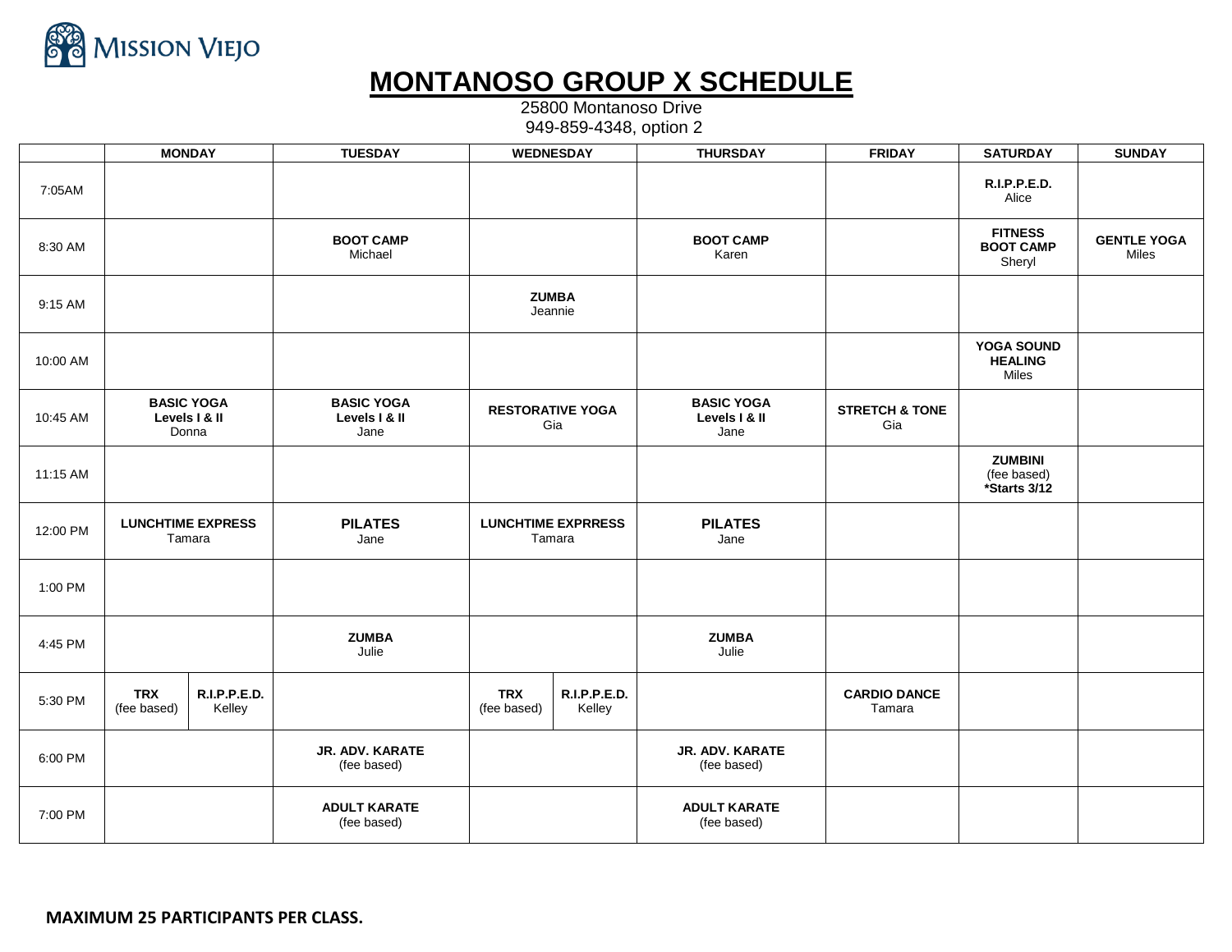Mission Viejo

# MONTANOSO GROUP X SCHEDULE

25800 Montanoso Drive
949-859-4348, option 2

| | MONDAY | | TUESDAY | WEDNESDAY | | THURSDAY | FRIDAY | SATURDAY | SUNDAY |
|---|---|---|---|---|---|---|---|---|---|
| 7:05AM | | | | | | | | **R.I.P.P.E.D.** Alice | |
| 8:30 AM | | | **BOOT CAMP** Michael | | | **BOOT CAMP** Karen | | **FITNESS BOOT CAMP** Sheryl | **GENTLE YOGA** Miles |
| 9:15 AM | | | | **ZUMBA** Jeannie | | | | | |
| 10:00 AM | | | | | | | | **YOGA SOUND HEALING** Miles | |
| 10:45 AM | **BASIC YOGA Levels I & II** Donna | | **BASIC YOGA Levels I & II** Jane | **RESTORATIVE YOGA** Gia | | **BASIC YOGA Levels I & II** Jane | **STRETCH & TONE** Gia | | |
| 11:15 AM | | | | | | | | **ZUMBINI** (fee based) **\*Starts 3/12** | |
| 12:00 PM | **LUNCHTIME EXPRESS** Tamara | | **PILATES** Jane | **LUNCHTIME EXPRRESS** Tamara | | **PILATES** Jane | | | |
| 1:00 PM | | | | | | | | | |
| 4:45 PM | | | **ZUMBA** Julie | | | **ZUMBA** Julie | | | |
| 5:30 PM | **TRX** (fee based) | **R.I.P.P.E.D.** Kelley | | **TRX** (fee based) | **R.I.P.P.E.D.** Kelley | | **CARDIO DANCE** Tamara | | |
| 6:00 PM | | | **JR. ADV. KARATE** (fee based) | | | **JR. ADV. KARATE** (fee based) | | | |
| 7:00 PM | | | **ADULT KARATE** (fee based) | | | **ADULT KARATE** (fee based) | | | |

**MAXIMUM 25 PARTICIPANTS PER CLASS.**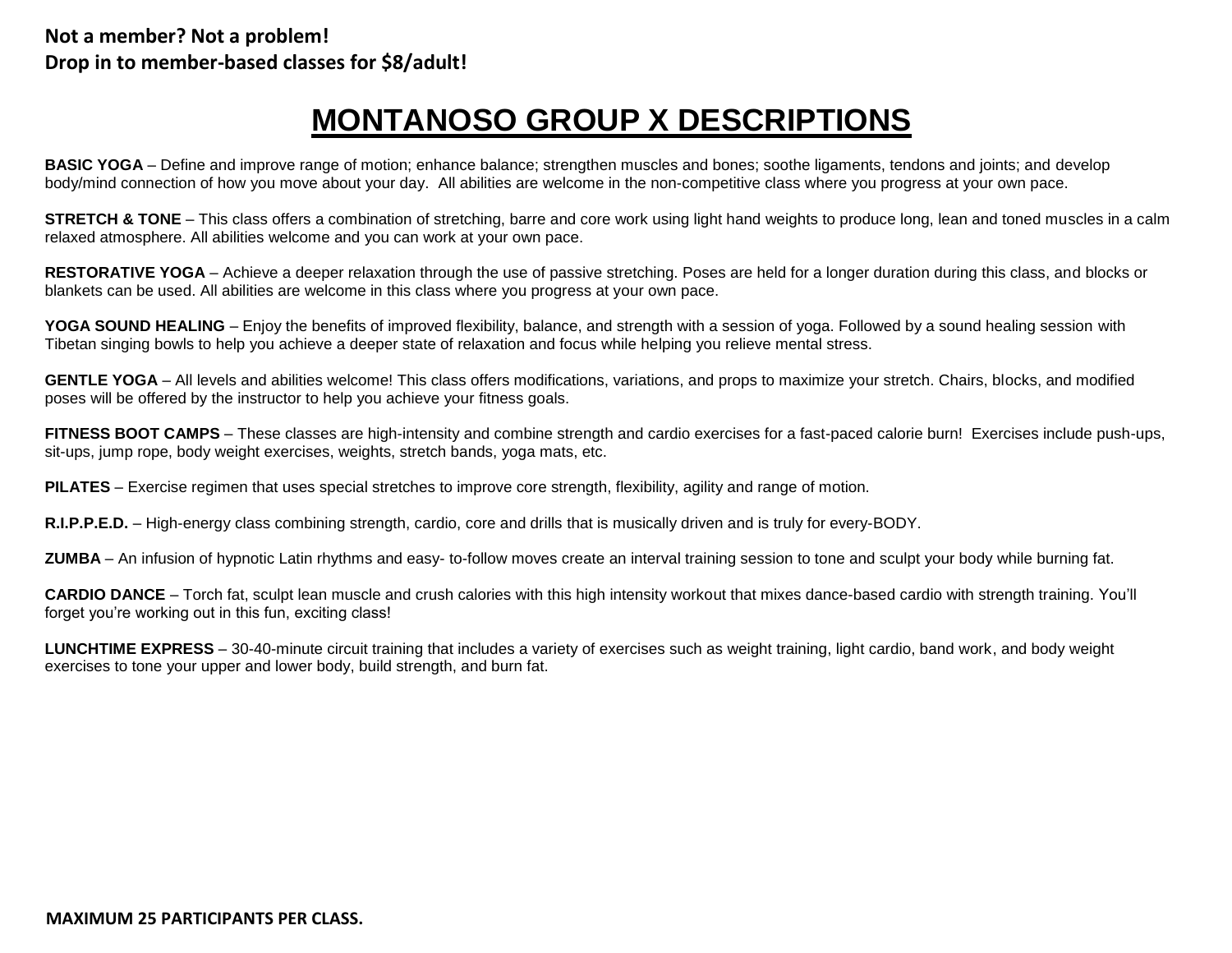**Not a member? Not a problem!**
**Drop in to member-based classes for $8/adult!**

# MONTANOSO GROUP X DESCRIPTIONS

**BASIC YOGA** – Define and improve range of motion; enhance balance; strengthen muscles and bones; soothe ligaments, tendons and joints; and develop body/mind connection of how you move about your day. All abilities are welcome in the non-competitive class where you progress at your own pace.

**STRETCH & TONE** – This class offers a combination of stretching, barre and core work using light hand weights to produce long, lean and toned muscles in a calm relaxed atmosphere. All abilities welcome and you can work at your own pace.

**RESTORATIVE YOGA** – Achieve a deeper relaxation through the use of passive stretching. Poses are held for a longer duration during this class, and blocks or blankets can be used. All abilities are welcome in this class where you progress at your own pace.

**YOGA SOUND HEALING** – Enjoy the benefits of improved flexibility, balance, and strength with a session of yoga. Followed by a sound healing session with Tibetan singing bowls to help you achieve a deeper state of relaxation and focus while helping you relieve mental stress.

**GENTLE YOGA** – All levels and abilities welcome! This class offers modifications, variations, and props to maximize your stretch. Chairs, blocks, and modified poses will be offered by the instructor to help you achieve your fitness goals.

**FITNESS BOOT CAMPS** – These classes are high-intensity and combine strength and cardio exercises for a fast-paced calorie burn! Exercises include push-ups, sit-ups, jump rope, body weight exercises, weights, stretch bands, yoga mats, etc.

**PILATES** – Exercise regimen that uses special stretches to improve core strength, flexibility, agility and range of motion.

**R.I.P.P.E.D.** – High-energy class combining strength, cardio, core and drills that is musically driven and is truly for every-BODY.

**ZUMBA** – An infusion of hypnotic Latin rhythms and easy- to-follow moves create an interval training session to tone and sculpt your body while burning fat.

**CARDIO DANCE** – Torch fat, sculpt lean muscle and crush calories with this high intensity workout that mixes dance-based cardio with strength training. You'll forget you're working out in this fun, exciting class!

**LUNCHTIME EXPRESS** – 30-40-minute circuit training that includes a variety of exercises such as weight training, light cardio, band work, and body weight exercises to tone your upper and lower body, build strength, and burn fat.

**MAXIMUM 25 PARTICIPANTS PER CLASS.**